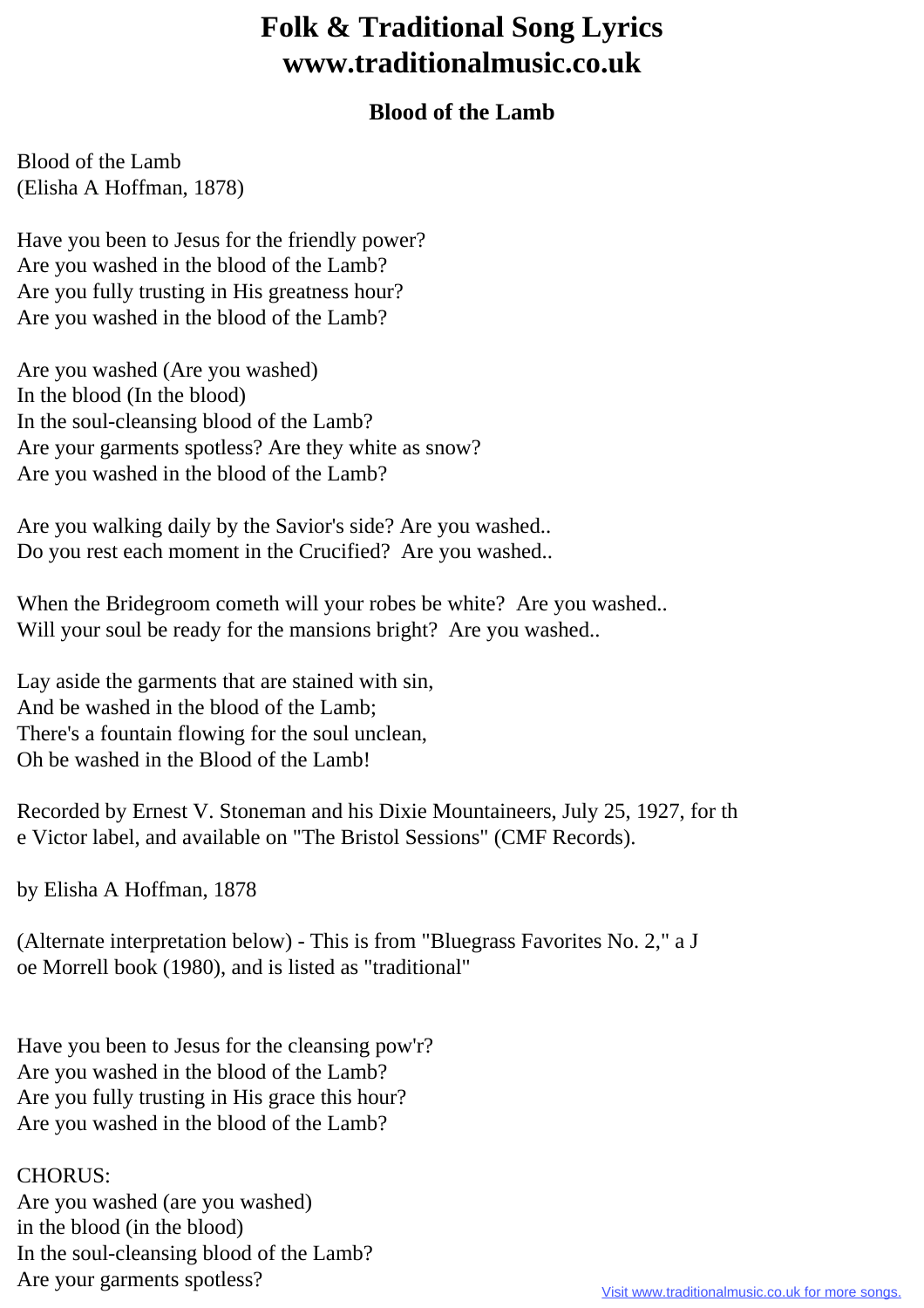# Folk & Traditional Song Lyrics www.traditionalmusic.co.uk

## Blood of the Lamb

Blood of the Lamb
(Elisha A Hoffman, 1878)

Have you been to Jesus for the friendly power?
Are you washed in the blood of the Lamb?
Are you fully trusting in His greatness hour?
Are you washed in the blood of the Lamb?

Are you washed (Are you washed)
In the blood (In the blood)
In the soul-cleansing blood of the Lamb?
Are your garments spotless? Are they white as snow?
Are you washed in the blood of the Lamb?

Are you walking daily by the Savior's side? Are you washed..
Do you rest each moment in the Crucified? Are you washed..

When the Bridegroom cometh will your robes be white? Are you washed..
Will your soul be ready for the mansions bright? Are you washed..

Lay aside the garments that are stained with sin,
And be washed in the blood of the Lamb;
There's a fountain flowing for the soul unclean,
Oh be washed in the Blood of the Lamb!

Recorded by Ernest V. Stoneman and his Dixie Mountaineers, July 25, 1927, for the Victor label, and available on "The Bristol Sessions" (CMF Records).

by Elisha A Hoffman, 1878

(Alternate interpretation below) - This is from "Bluegrass Favorites No. 2," a Joe Morrell book (1980), and is listed as "traditional"

Have you been to Jesus for the cleansing pow'r?
Are you washed in the blood of the Lamb?
Are you fully trusting in His grace this hour?
Are you washed in the blood of the Lamb?

CHORUS:
Are you washed (are you washed)
in the blood (in the blood)
In the soul-cleansing blood of the Lamb?
Are your garments spotless?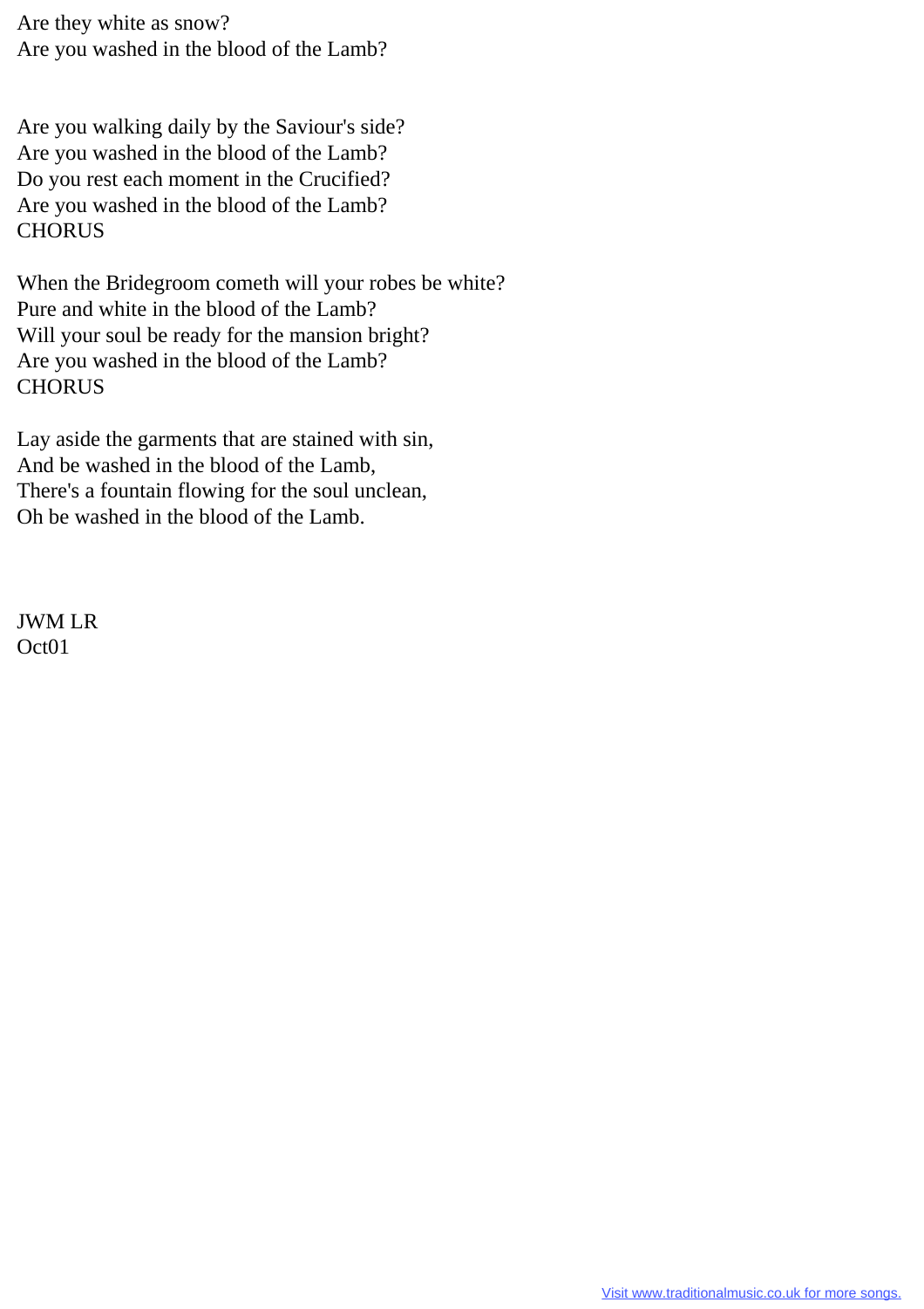Are they white as snow?
Are you washed in the blood of the Lamb?

Are you walking daily by the Saviour's side?
Are you washed in the blood of the Lamb?
Do you rest each moment in the Crucified?
Are you washed in the blood of the Lamb?
CHORUS

When the Bridegroom cometh will your robes be white?
Pure and white in the blood of the Lamb?
Will your soul be ready for the mansion bright?
Are you washed in the blood of the Lamb?
CHORUS

Lay aside the garments that are stained with sin,
And be washed in the blood of the Lamb,
There's a fountain flowing for the soul unclean,
Oh be washed in the blood of the Lamb.

JWM LR
Oct01